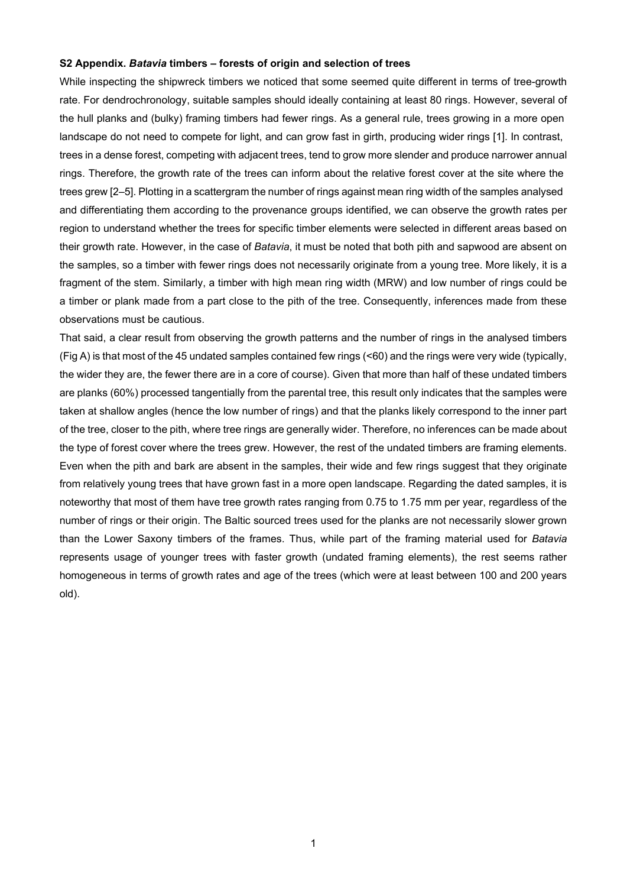**S2 Appendix. *Batavia* timbers – forests of origin and selection of trees**

While inspecting the shipwreck timbers we noticed that some seemed quite different in terms of tree-growth rate. For dendrochronology, suitable samples should ideally containing at least 80 rings. However, several of the hull planks and (bulky) framing timbers had fewer rings. As a general rule, trees growing in a more open landscape do not need to compete for light, and can grow fast in girth, producing wider rings [1]. In contrast, trees in a dense forest, competing with adjacent trees, tend to grow more slender and produce narrower annual rings. Therefore, the growth rate of the trees can inform about the relative forest cover at the site where the trees grew [2–5]. Plotting in a scattergram the number of rings against mean ring width of the samples analysed and differentiating them according to the provenance groups identified, we can observe the growth rates per region to understand whether the trees for specific timber elements were selected in different areas based on their growth rate. However, in the case of *Batavia*, it must be noted that both pith and sapwood are absent on the samples, so a timber with fewer rings does not necessarily originate from a young tree. More likely, it is a fragment of the stem. Similarly, a timber with high mean ring width (MRW) and low number of rings could be a timber or plank made from a part close to the pith of the tree. Consequently, inferences made from these observations must be cautious.

That said, a clear result from observing the growth patterns and the number of rings in the analysed timbers (Fig A) is that most of the 45 undated samples contained few rings (<60) and the rings were very wide (typically, the wider they are, the fewer there are in a core of course). Given that more than half of these undated timbers are planks (60%) processed tangentially from the parental tree, this result only indicates that the samples were taken at shallow angles (hence the low number of rings) and that the planks likely correspond to the inner part of the tree, closer to the pith, where tree rings are generally wider. Therefore, no inferences can be made about the type of forest cover where the trees grew. However, the rest of the undated timbers are framing elements. Even when the pith and bark are absent in the samples, their wide and few rings suggest that they originate from relatively young trees that have grown fast in a more open landscape. Regarding the dated samples, it is noteworthy that most of them have tree growth rates ranging from 0.75 to 1.75 mm per year, regardless of the number of rings or their origin. The Baltic sourced trees used for the planks are not necessarily slower grown than the Lower Saxony timbers of the frames. Thus, while part of the framing material used for *Batavia* represents usage of younger trees with faster growth (undated framing elements), the rest seems rather homogeneous in terms of growth rates and age of the trees (which were at least between 100 and 200 years old).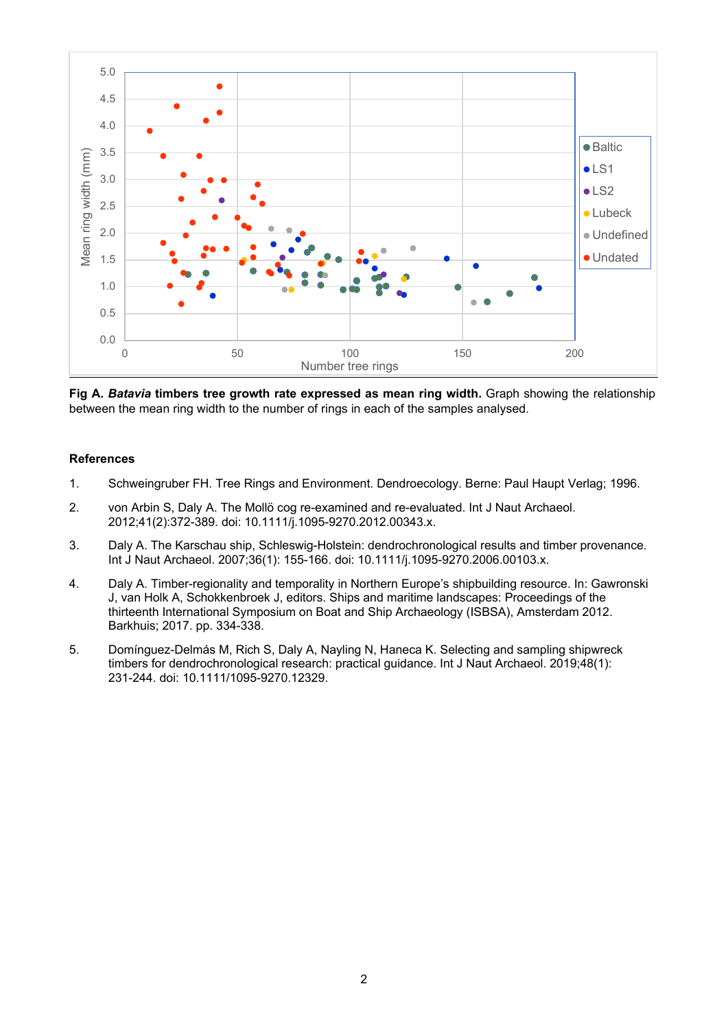5.0
4.5
4.0
3.5
3.0
2.5
2.0
1.5
1.0
0.5
0.0

Mean ring width (mm)

0
50
100
150
200

Number tree rings

Baltic
LS1
LS2
Lubeck
Undefined
Undated

**Fig A. *Batavia* timbers tree growth rate expressed as mean ring width.** Graph showing the relationship between the mean ring width to the number of rings in each of the samples analysed.

## References

1. Schweingruber FH. Tree Rings and Environment. Dendroecology. Berne: Paul Haupt Verlag; 1996.
2. von Arbin S, Daly A. The Mollö cog re-examined and re-evaluated. Int J Naut Archaeol. 2012;41(2):372-389. doi: 10.1111/j.1095-9270.2012.00343.x.
3. Daly A. The Karschau ship, Schleswig-Holstein: dendrochronological results and timber provenance. Int J Naut Archaeol. 2007;36(1): 155-166. doi: 10.1111/j.1095-9270.2006.00103.x.
4. Daly A. Timber-regionality and temporality in Northern Europe's shipbuilding resource. In: Gawronski J, van Holk A, Schokkenbroek J, editors. Ships and maritime landscapes: Proceedings of the thirteenth International Symposium on Boat and Ship Archaeology (ISBSA), Amsterdam 2012. Barkhuis; 2017. pp. 334-338.
5. Domínguez-Delmás M, Rich S, Daly A, Nayling N, Haneca K. Selecting and sampling shipwreck timbers for dendrochronological research: practical guidance. Int J Naut Archaeol. 2019;48(1): 231-244. doi: 10.1111/1095-9270.12329.